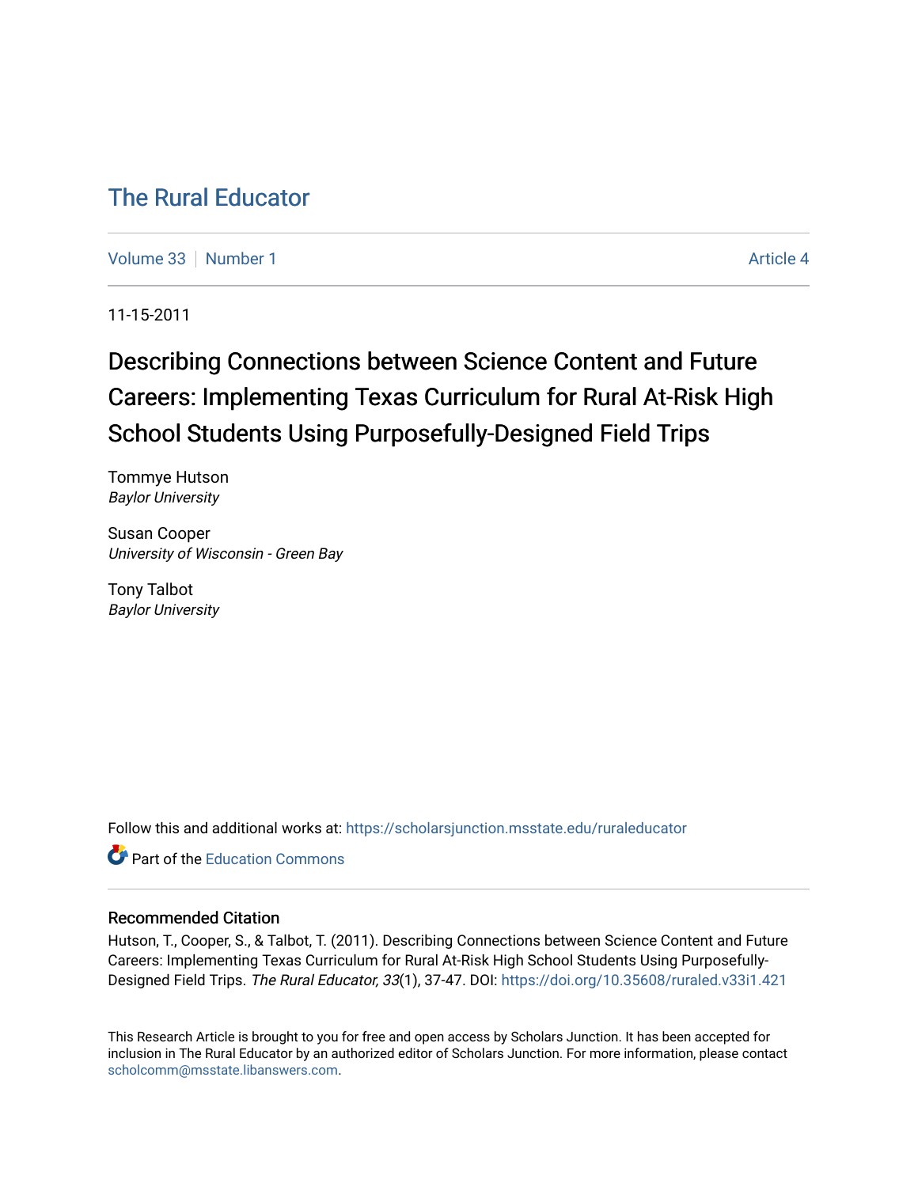# The Rural Educator

Volume 33 | Number 1 | Article 4

11-15-2011

## Describing Connections between Science Content and Future Careers: Implementing Texas Curriculum for Rural At-Risk High School Students Using Purposefully-Designed Field Trips

Tommye Hutson
*Baylor University*

Susan Cooper
*University of Wisconsin - Green Bay*

Tony Talbot
*Baylor University*

Follow this and additional works at: https://scholarsjunction.msstate.edu/ruraleducator

Part of the Education Commons

### Recommended Citation

Hutson, T., Cooper, S., & Talbot, T. (2011). Describing Connections between Science Content and Future Careers: Implementing Texas Curriculum for Rural At-Risk High School Students Using Purposefully-Designed Field Trips. *The Rural Educator, 33*(1), 37-47. DOI: https://doi.org/10.35608/ruraled.v33i1.421

This Research Article is brought to you for free and open access by Scholars Junction. It has been accepted for inclusion in The Rural Educator by an authorized editor of Scholars Junction. For more information, please contact scholcomm@msstate.libanswers.com.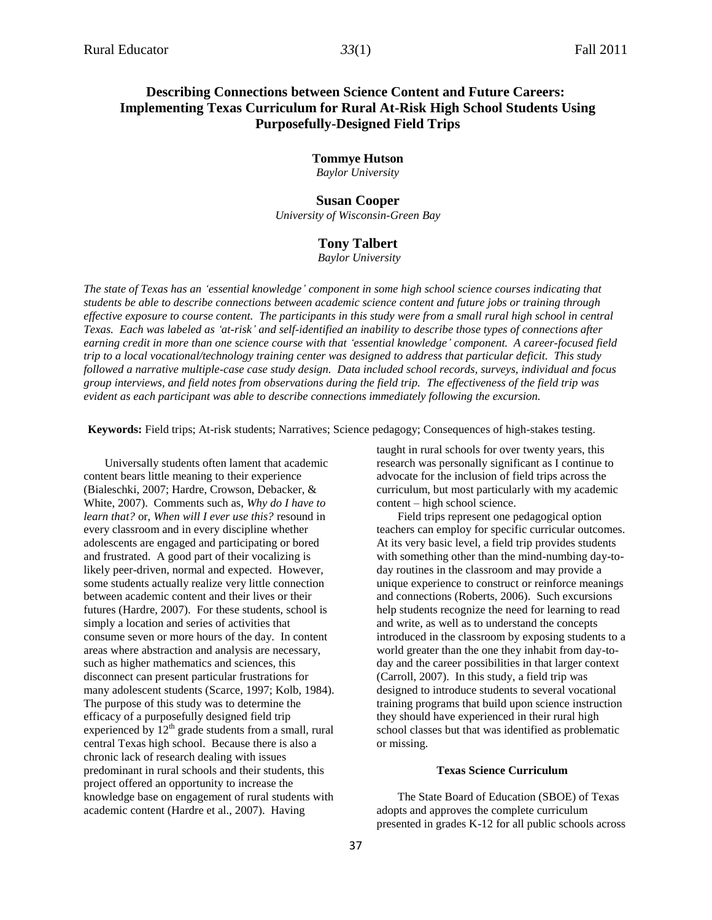# Describing Connections between Science Content and Future Careers: Implementing Texas Curriculum for Rural At-Risk High School Students Using Purposefully-Designed Field Trips

**Tommye Hutson**
*Baylor University*

**Susan Cooper**
*University of Wisconsin-Green Bay*

**Tony Talbert**
*Baylor University*

*The state of Texas has an 'essential knowledge' component in some high school science courses indicating that students be able to describe connections between academic science content and future jobs or training through effective exposure to course content. The participants in this study were from a small rural high school in central Texas. Each was labeled as 'at-risk' and self-identified an inability to describe those types of connections after earning credit in more than one science course with that 'essential knowledge' component. A career-focused field trip to a local vocational/technology training center was designed to address that particular deficit. This study followed a narrative multiple-case case study design. Data included school records, surveys, individual and focus group interviews, and field notes from observations during the field trip. The effectiveness of the field trip was evident as each participant was able to describe connections immediately following the excursion.*

**Keywords:** Field trips; At-risk students; Narratives; Science pedagogy; Consequences of high-stakes testing.

Universally students often lament that academic content bears little meaning to their experience (Bialeschki, 2007; Hardre, Crowson, Debacker, & White, 2007). Comments such as, *Why do I have to learn that?* or, *When will I ever use this?* resound in every classroom and in every discipline whether adolescents are engaged and participating or bored and frustrated. A good part of their vocalizing is likely peer-driven, normal and expected. However, some students actually realize very little connection between academic content and their lives or their futures (Hardre, 2007). For these students, school is simply a location and series of activities that consume seven or more hours of the day. In content areas where abstraction and analysis are necessary, such as higher mathematics and sciences, this disconnect can present particular frustrations for many adolescent students (Scarce, 1997; Kolb, 1984). The purpose of this study was to determine the efficacy of a purposefully designed field trip experienced by 12th grade students from a small, rural central Texas high school. Because there is also a chronic lack of research dealing with issues predominant in rural schools and their students, this project offered an opportunity to increase the knowledge base on engagement of rural students with academic content (Hardre et al., 2007). Having taught in rural schools for over twenty years, this research was personally significant as I continue to advocate for the inclusion of field trips across the curriculum, but most particularly with my academic content – high school science.

Field trips represent one pedagogical option teachers can employ for specific curricular outcomes. At its very basic level, a field trip provides students with something other than the mind-numbing day-to-day routines in the classroom and may provide a unique experience to construct or reinforce meanings and connections (Roberts, 2006). Such excursions help students recognize the need for learning to read and write, as well as to understand the concepts introduced in the classroom by exposing students to a world greater than the one they inhabit from day-to-day and the career possibilities in that larger context (Carroll, 2007). In this study, a field trip was designed to introduce students to several vocational training programs that build upon science instruction they should have experienced in their rural high school classes but that was identified as problematic or missing.

### Texas Science Curriculum

The State Board of Education (SBOE) of Texas adopts and approves the complete curriculum presented in grades K-12 for all public schools across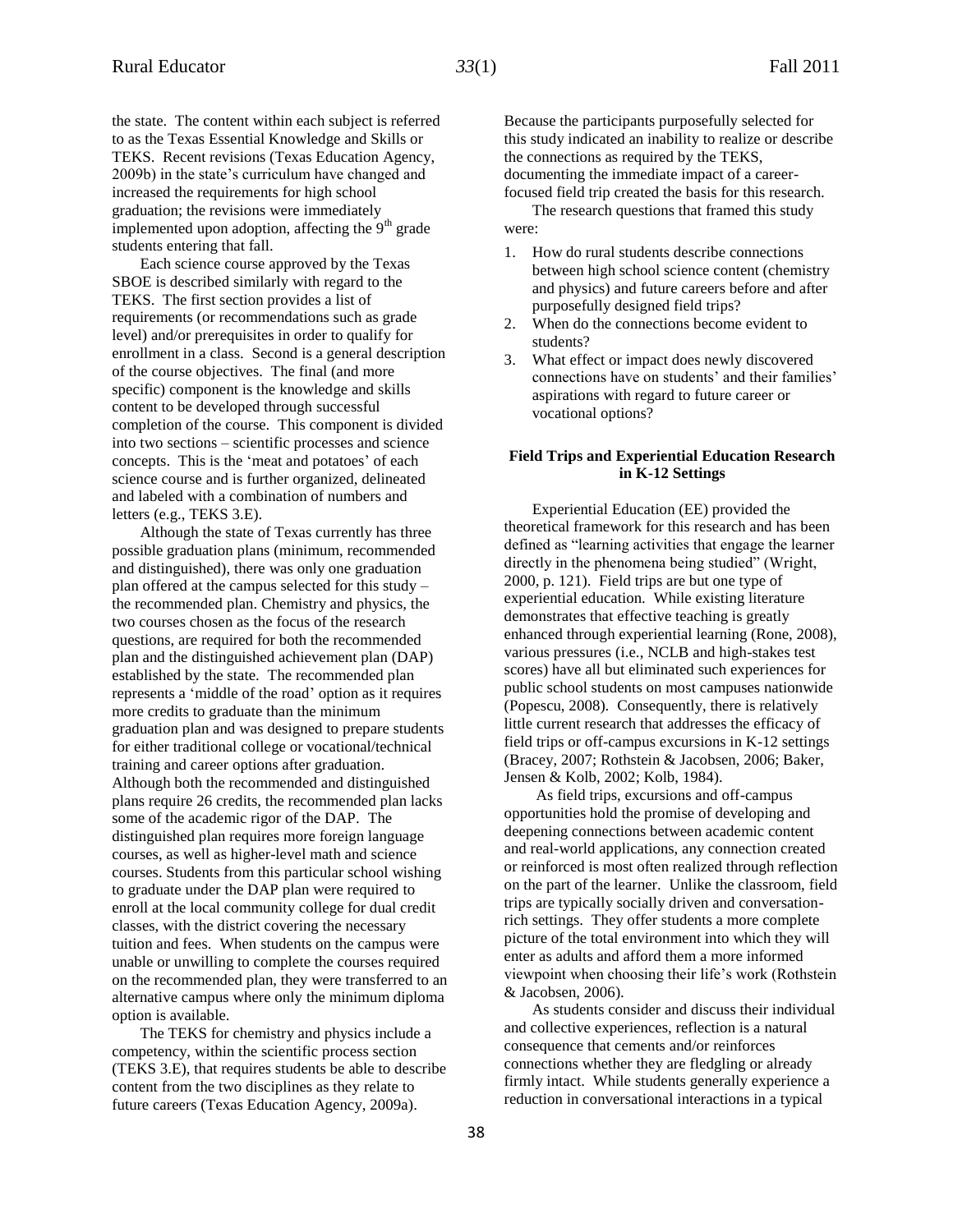the state. The content within each subject is referred to as the Texas Essential Knowledge and Skills or TEKS. Recent revisions (Texas Education Agency, 2009b) in the state's curriculum have changed and increased the requirements for high school graduation; the revisions were immediately implemented upon adoption, affecting the 9th grade students entering that fall.

Each science course approved by the Texas SBOE is described similarly with regard to the TEKS. The first section provides a list of requirements (or recommendations such as grade level) and/or prerequisites in order to qualify for enrollment in a class. Second is a general description of the course objectives. The final (and more specific) component is the knowledge and skills content to be developed through successful completion of the course. This component is divided into two sections – scientific processes and science concepts. This is the 'meat and potatoes' of each science course and is further organized, delineated and labeled with a combination of numbers and letters (e.g., TEKS 3.E).

Although the state of Texas currently has three possible graduation plans (minimum, recommended and distinguished), there was only one graduation plan offered at the campus selected for this study – the recommended plan. Chemistry and physics, the two courses chosen as the focus of the research questions, are required for both the recommended plan and the distinguished achievement plan (DAP) established by the state. The recommended plan represents a 'middle of the road' option as it requires more credits to graduate than the minimum graduation plan and was designed to prepare students for either traditional college or vocational/technical training and career options after graduation. Although both the recommended and distinguished plans require 26 credits, the recommended plan lacks some of the academic rigor of the DAP. The distinguished plan requires more foreign language courses, as well as higher-level math and science courses. Students from this particular school wishing to graduate under the DAP plan were required to enroll at the local community college for dual credit classes, with the district covering the necessary tuition and fees. When students on the campus were unable or unwilling to complete the courses required on the recommended plan, they were transferred to an alternative campus where only the minimum diploma option is available.

The TEKS for chemistry and physics include a competency, within the scientific process section (TEKS 3.E), that requires students be able to describe content from the two disciplines as they relate to future careers (Texas Education Agency, 2009a).

Because the participants purposefully selected for this study indicated an inability to realize or describe the connections as required by the TEKS, documenting the immediate impact of a career-focused field trip created the basis for this research.

The research questions that framed this study were:

1. How do rural students describe connections between high school science content (chemistry and physics) and future careers before and after purposefully designed field trips?
2. When do the connections become evident to students?
3. What effect or impact does newly discovered connections have on students' and their families' aspirations with regard to future career or vocational options?

## Field Trips and Experiential Education Research in K-12 Settings

Experiential Education (EE) provided the theoretical framework for this research and has been defined as "learning activities that engage the learner directly in the phenomena being studied" (Wright, 2000, p. 121). Field trips are but one type of experiential education. While existing literature demonstrates that effective teaching is greatly enhanced through experiential learning (Rone, 2008), various pressures (i.e., NCLB and high-stakes test scores) have all but eliminated such experiences for public school students on most campuses nationwide (Popescu, 2008). Consequently, there is relatively little current research that addresses the efficacy of field trips or off-campus excursions in K-12 settings (Bracey, 2007; Rothstein & Jacobsen, 2006; Baker, Jensen & Kolb, 2002; Kolb, 1984).

As field trips, excursions and off-campus opportunities hold the promise of developing and deepening connections between academic content and real-world applications, any connection created or reinforced is most often realized through reflection on the part of the learner. Unlike the classroom, field trips are typically socially driven and conversation-rich settings. They offer students a more complete picture of the total environment into which they will enter as adults and afford them a more informed viewpoint when choosing their life's work (Rothstein & Jacobsen, 2006).

As students consider and discuss their individual and collective experiences, reflection is a natural consequence that cements and/or reinforces connections whether they are fledgling or already firmly intact. While students generally experience a reduction in conversational interactions in a typical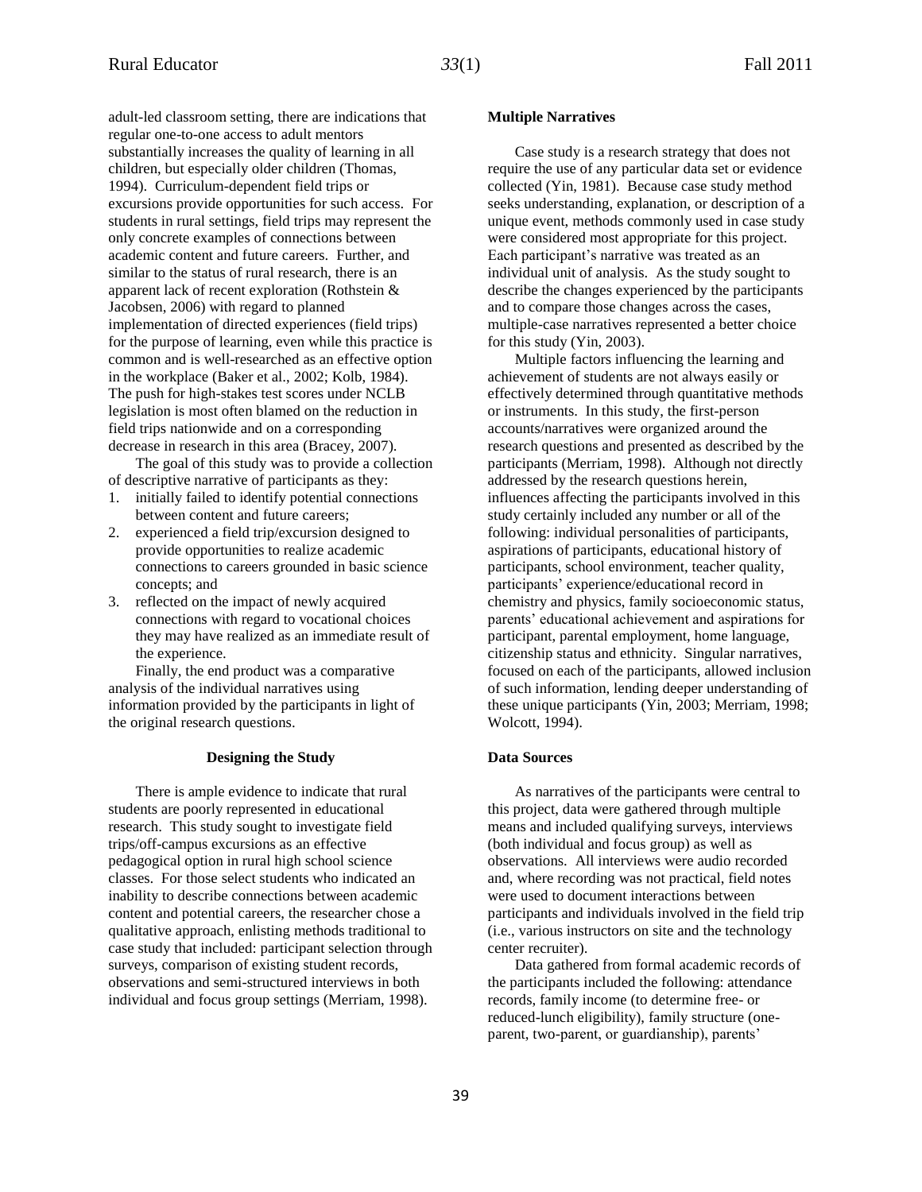adult-led classroom setting, there are indications that regular one-to-one access to adult mentors substantially increases the quality of learning in all children, but especially older children (Thomas, 1994). Curriculum-dependent field trips or excursions provide opportunities for such access. For students in rural settings, field trips may represent the only concrete examples of connections between academic content and future careers. Further, and similar to the status of rural research, there is an apparent lack of recent exploration (Rothstein & Jacobsen, 2006) with regard to planned implementation of directed experiences (field trips) for the purpose of learning, even while this practice is common and is well-researched as an effective option in the workplace (Baker et al., 2002; Kolb, 1984). The push for high-stakes test scores under NCLB legislation is most often blamed on the reduction in field trips nationwide and on a corresponding decrease in research in this area (Bracey, 2007).

The goal of this study was to provide a collection of descriptive narrative of participants as they:

1. initially failed to identify potential connections between content and future careers;
2. experienced a field trip/excursion designed to provide opportunities to realize academic connections to careers grounded in basic science concepts; and
3. reflected on the impact of newly acquired connections with regard to vocational choices they may have realized as an immediate result of the experience.

Finally, the end product was a comparative analysis of the individual narratives using information provided by the participants in light of the original research questions.

## Designing the Study

There is ample evidence to indicate that rural students are poorly represented in educational research. This study sought to investigate field trips/off-campus excursions as an effective pedagogical option in rural high school science classes. For those select students who indicated an inability to describe connections between academic content and potential careers, the researcher chose a qualitative approach, enlisting methods traditional to case study that included: participant selection through surveys, comparison of existing student records, observations and semi-structured interviews in both individual and focus group settings (Merriam, 1998).

### Multiple Narratives

Case study is a research strategy that does not require the use of any particular data set or evidence collected (Yin, 1981). Because case study method seeks understanding, explanation, or description of a unique event, methods commonly used in case study were considered most appropriate for this project. Each participant's narrative was treated as an individual unit of analysis. As the study sought to describe the changes experienced by the participants and to compare those changes across the cases, multiple-case narratives represented a better choice for this study (Yin, 2003).

Multiple factors influencing the learning and achievement of students are not always easily or effectively determined through quantitative methods or instruments. In this study, the first-person accounts/narratives were organized around the research questions and presented as described by the participants (Merriam, 1998). Although not directly addressed by the research questions herein, influences affecting the participants involved in this study certainly included any number or all of the following: individual personalities of participants, aspirations of participants, educational history of participants, school environment, teacher quality, participants' experience/educational record in chemistry and physics, family socioeconomic status, parents' educational achievement and aspirations for participant, parental employment, home language, citizenship status and ethnicity. Singular narratives, focused on each of the participants, allowed inclusion of such information, lending deeper understanding of these unique participants (Yin, 2003; Merriam, 1998; Wolcott, 1994).

### Data Sources

As narratives of the participants were central to this project, data were gathered through multiple means and included qualifying surveys, interviews (both individual and focus group) as well as observations. All interviews were audio recorded and, where recording was not practical, field notes were used to document interactions between participants and individuals involved in the field trip (i.e., various instructors on site and the technology center recruiter).

Data gathered from formal academic records of the participants included the following: attendance records, family income (to determine free- or reduced-lunch eligibility), family structure (one-parent, two-parent, or guardianship), parents'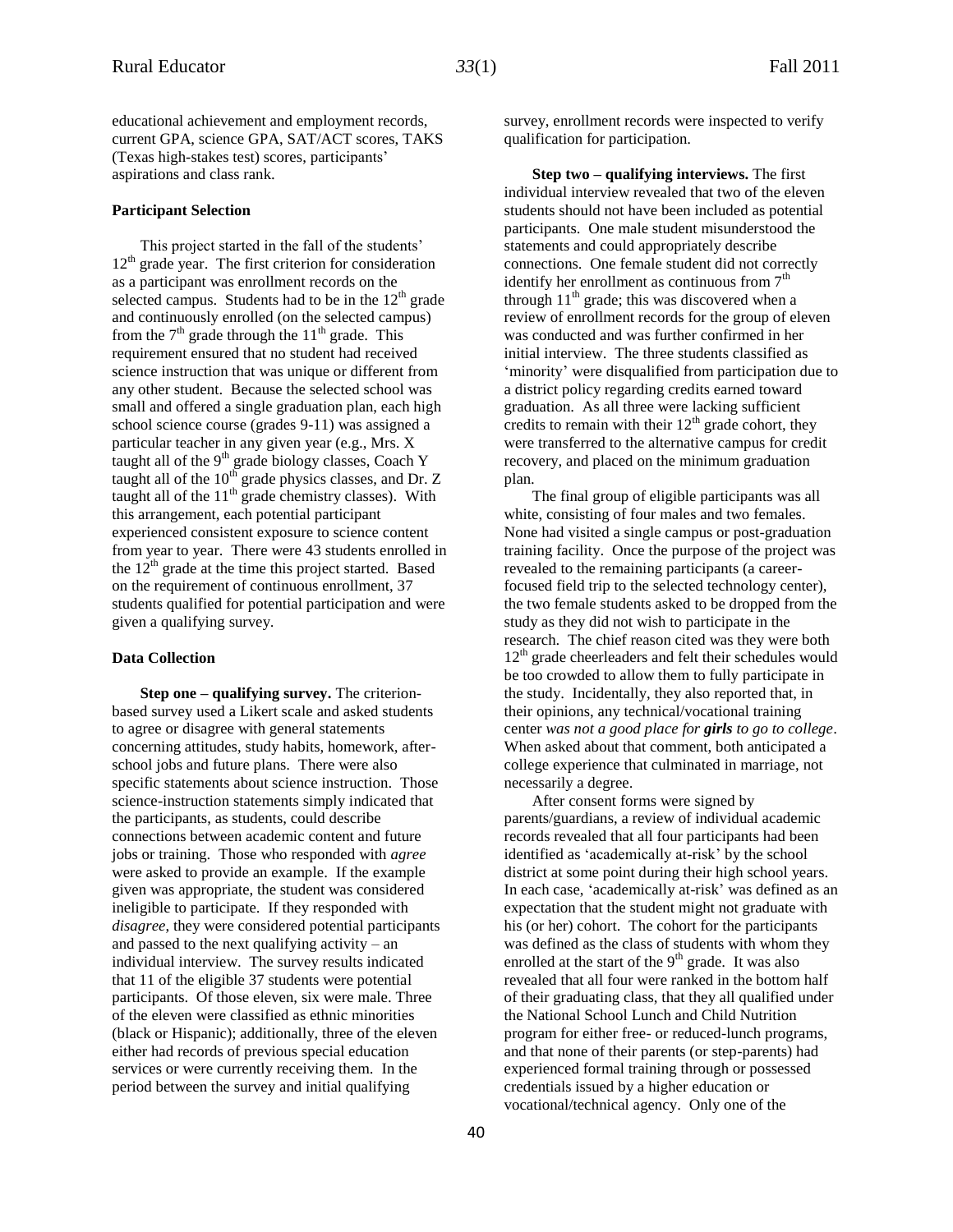educational achievement and employment records, current GPA, science GPA, SAT/ACT scores, TAKS (Texas high-stakes test) scores, participants' aspirations and class rank.

### Participant Selection

This project started in the fall of the students' 12th grade year. The first criterion for consideration as a participant was enrollment records on the selected campus. Students had to be in the 12th grade and continuously enrolled (on the selected campus) from the 7th grade through the 11th grade. This requirement ensured that no student had received science instruction that was unique or different from any other student. Because the selected school was small and offered a single graduation plan, each high school science course (grades 9-11) was assigned a particular teacher in any given year (e.g., Mrs. X taught all of the 9th grade biology classes, Coach Y taught all of the 10th grade physics classes, and Dr. Z taught all of the 11th grade chemistry classes). With this arrangement, each potential participant experienced consistent exposure to science content from year to year. There were 43 students enrolled in the 12th grade at the time this project started. Based on the requirement of continuous enrollment, 37 students qualified for potential participation and were given a qualifying survey.

### Data Collection

**Step one – qualifying survey.** The criterion-based survey used a Likert scale and asked students to agree or disagree with general statements concerning attitudes, study habits, homework, after-school jobs and future plans. There were also specific statements about science instruction. Those science-instruction statements simply indicated that the participants, as students, could describe connections between academic content and future jobs or training. Those who responded with *agree* were asked to provide an example. If the example given was appropriate, the student was considered ineligible to participate. If they responded with *disagree*, they were considered potential participants and passed to the next qualifying activity – an individual interview. The survey results indicated that 11 of the eligible 37 students were potential participants. Of those eleven, six were male. Three of the eleven were classified as ethnic minorities (black or Hispanic); additionally, three of the eleven either had records of previous special education services or were currently receiving them. In the period between the survey and initial qualifying survey, enrollment records were inspected to verify qualification for participation.

**Step two – qualifying interviews.** The first individual interview revealed that two of the eleven students should not have been included as potential participants. One male student misunderstood the statements and could appropriately describe connections. One female student did not correctly identify her enrollment as continuous from 7th through 11th grade; this was discovered when a review of enrollment records for the group of eleven was conducted and was further confirmed in her initial interview. The three students classified as 'minority' were disqualified from participation due to a district policy regarding credits earned toward graduation. As all three were lacking sufficient credits to remain with their 12th grade cohort, they were transferred to the alternative campus for credit recovery, and placed on the minimum graduation plan.

The final group of eligible participants was all white, consisting of four males and two females. None had visited a single campus or post-graduation training facility. Once the purpose of the project was revealed to the remaining participants (a career-focused field trip to the selected technology center), the two female students asked to be dropped from the study as they did not wish to participate in the research. The chief reason cited was they were both 12th grade cheerleaders and felt their schedules would be too crowded to allow them to fully participate in the study. Incidentally, they also reported that, in their opinions, any technical/vocational training center *was not a good place for* ***girls*** *to go to college*. When asked about that comment, both anticipated a college experience that culminated in marriage, not necessarily a degree.

After consent forms were signed by parents/guardians, a review of individual academic records revealed that all four participants had been identified as 'academically at-risk' by the school district at some point during their high school years. In each case, 'academically at-risk' was defined as an expectation that the student might not graduate with his (or her) cohort. The cohort for the participants was defined as the class of students with whom they enrolled at the start of the 9th grade. It was also revealed that all four were ranked in the bottom half of their graduating class, that they all qualified under the National School Lunch and Child Nutrition program for either free- or reduced-lunch programs, and that none of their parents (or step-parents) had experienced formal training through or possessed credentials issued by a higher education or vocational/technical agency. Only one of the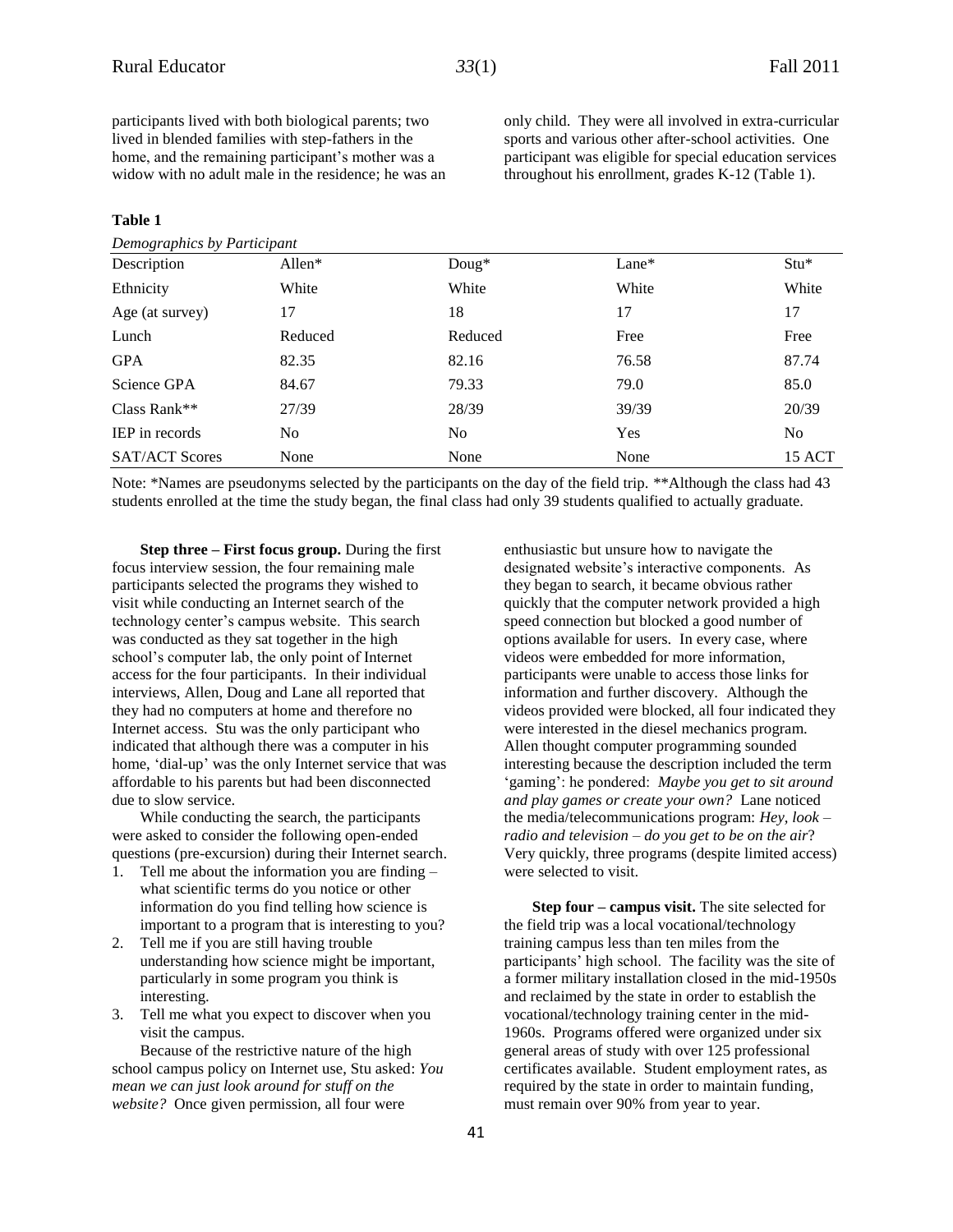participants lived with both biological parents; two lived in blended families with step-fathers in the home, and the remaining participant's mother was a widow with no adult male in the residence; he was an only child. They were all involved in extra-curricular sports and various other after-school activities. One participant was eligible for special education services throughout his enrollment, grades K-12 (Table 1).

**Table 1**

*Demographics by Participant*

| Description | Allen* | Doug* | Lane* | Stu* |
|---|---|---|---|---|
| Ethnicity | White | White | White | White |
| Age (at survey) | 17 | 18 | 17 | 17 |
| Lunch | Reduced | Reduced | Free | Free |
| GPA | 82.35 | 82.16 | 76.58 | 87.74 |
| Science GPA | 84.67 | 79.33 | 79.0 | 85.0 |
| Class Rank** | 27/39 | 28/39 | 39/39 | 20/39 |
| IEP in records | No | No | Yes | No |
| SAT/ACT Scores | None | None | None | 15 ACT |

Note: *Names are pseudonyms selected by the participants on the day of the field trip. **Although the class had 43 students enrolled at the time the study began, the final class had only 39 students qualified to actually graduate.

**Step three – First focus group.** During the first focus interview session, the four remaining male participants selected the programs they wished to visit while conducting an Internet search of the technology center's campus website. This search was conducted as they sat together in the high school's computer lab, the only point of Internet access for the four participants. In their individual interviews, Allen, Doug and Lane all reported that they had no computers at home and therefore no Internet access. Stu was the only participant who indicated that although there was a computer in his home, 'dial-up' was the only Internet service that was affordable to his parents but had been disconnected due to slow service.

While conducting the search, the participants were asked to consider the following open-ended questions (pre-excursion) during their Internet search.

1. Tell me about the information you are finding – what scientific terms do you notice or other information do you find telling how science is important to a program that is interesting to you?
2. Tell me if you are still having trouble understanding how science might be important, particularly in some program you think is interesting.
3. Tell me what you expect to discover when you visit the campus.

Because of the restrictive nature of the high school campus policy on Internet use, Stu asked: *You mean we can just look around for stuff on the website?* Once given permission, all four were enthusiastic but unsure how to navigate the designated website's interactive components. As they began to search, it became obvious rather quickly that the computer network provided a high speed connection but blocked a good number of options available for users. In every case, where videos were embedded for more information, participants were unable to access those links for information and further discovery. Although the videos provided were blocked, all four indicated they were interested in the diesel mechanics program. Allen thought computer programming sounded interesting because the description included the term 'gaming': he pondered: *Maybe you get to sit around and play games or create your own?* Lane noticed the media/telecommunications program: *Hey, look – radio and television – do you get to be on the air*? Very quickly, three programs (despite limited access) were selected to visit.

**Step four – campus visit.** The site selected for the field trip was a local vocational/technology training campus less than ten miles from the participants' high school. The facility was the site of a former military installation closed in the mid-1950s and reclaimed by the state in order to establish the vocational/technology training center in the mid-1960s. Programs offered were organized under six general areas of study with over 125 professional certificates available. Student employment rates, as required by the state in order to maintain funding, must remain over 90% from year to year.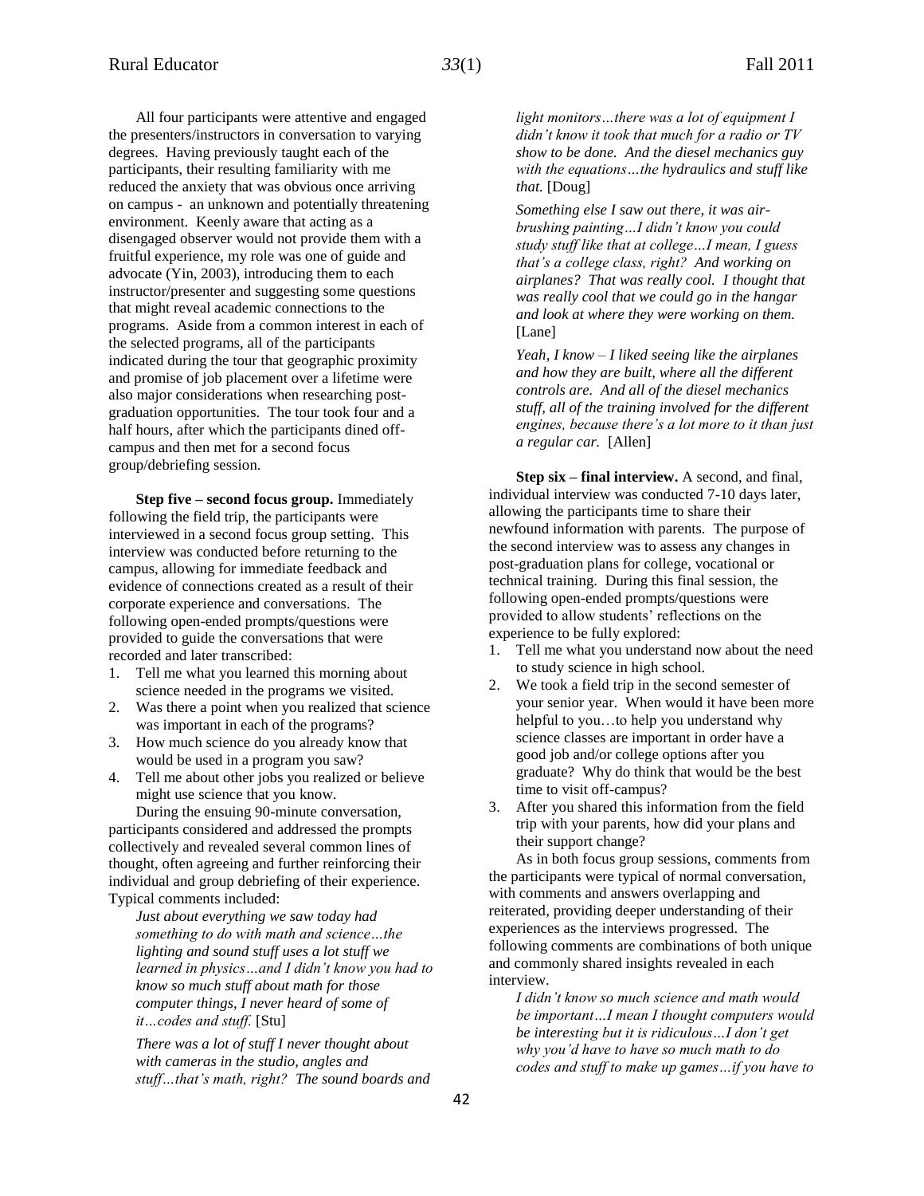All four participants were attentive and engaged the presenters/instructors in conversation to varying degrees. Having previously taught each of the participants, their resulting familiarity with me reduced the anxiety that was obvious once arriving on campus - an unknown and potentially threatening environment. Keenly aware that acting as a disengaged observer would not provide them with a fruitful experience, my role was one of guide and advocate (Yin, 2003), introducing them to each instructor/presenter and suggesting some questions that might reveal academic connections to the programs. Aside from a common interest in each of the selected programs, all of the participants indicated during the tour that geographic proximity and promise of job placement over a lifetime were also major considerations when researching post-graduation opportunities. The tour took four and a half hours, after which the participants dined off-campus and then met for a second focus group/debriefing session.

**Step five – second focus group.** Immediately following the field trip, the participants were interviewed in a second focus group setting. This interview was conducted before returning to the campus, allowing for immediate feedback and evidence of connections created as a result of their corporate experience and conversations. The following open-ended prompts/questions were provided to guide the conversations that were recorded and later transcribed:

1. Tell me what you learned this morning about science needed in the programs we visited.
2. Was there a point when you realized that science was important in each of the programs?
3. How much science do you already know that would be used in a program you saw?
4. Tell me about other jobs you realized or believe might use science that you know.

During the ensuing 90-minute conversation, participants considered and addressed the prompts collectively and revealed several common lines of thought, often agreeing and further reinforcing their individual and group debriefing of their experience. Typical comments included:

> *Just about everything we saw today had something to do with math and science…the lighting and sound stuff uses a lot stuff we learned in physics…and I didn't know you had to know so much stuff about math for those computer things, I never heard of some of it…codes and stuff.* [Stu]

> *There was a lot of stuff I never thought about with cameras in the studio, angles and stuff…that's math, right? The sound boards and light monitors…there was a lot of equipment I didn't know it took that much for a radio or TV show to be done. And the diesel mechanics guy with the equations…the hydraulics and stuff like that.* [Doug]

> *Something else I saw out there, it was air-brushing painting…I didn't know you could study stuff like that at college…I mean, I guess that's a college class, right? And working on airplanes? That was really cool. I thought that was really cool that we could go in the hangar and look at where they were working on them.* [Lane]

> *Yeah, I know – I liked seeing like the airplanes and how they are built, where all the different controls are. And all of the diesel mechanics stuff, all of the training involved for the different engines, because there's a lot more to it than just a regular car.* [Allen]

**Step six – final interview.** A second, and final, individual interview was conducted 7-10 days later, allowing the participants time to share their newfound information with parents. The purpose of the second interview was to assess any changes in post-graduation plans for college, vocational or technical training. During this final session, the following open-ended prompts/questions were provided to allow students' reflections on the experience to be fully explored:

1. Tell me what you understand now about the need to study science in high school.
2. We took a field trip in the second semester of your senior year. When would it have been more helpful to you…to help you understand why science classes are important in order have a good job and/or college options after you graduate? Why do think that would be the best time to visit off-campus?
3. After you shared this information from the field trip with your parents, how did your plans and their support change?

As in both focus group sessions, comments from the participants were typical of normal conversation, with comments and answers overlapping and reiterated, providing deeper understanding of their experiences as the interviews progressed. The following comments are combinations of both unique and commonly shared insights revealed in each interview.

> *I didn't know so much science and math would be important…I mean I thought computers would be interesting but it is ridiculous…I don't get why you'd have to have so much math to do codes and stuff to make up games…if you have to*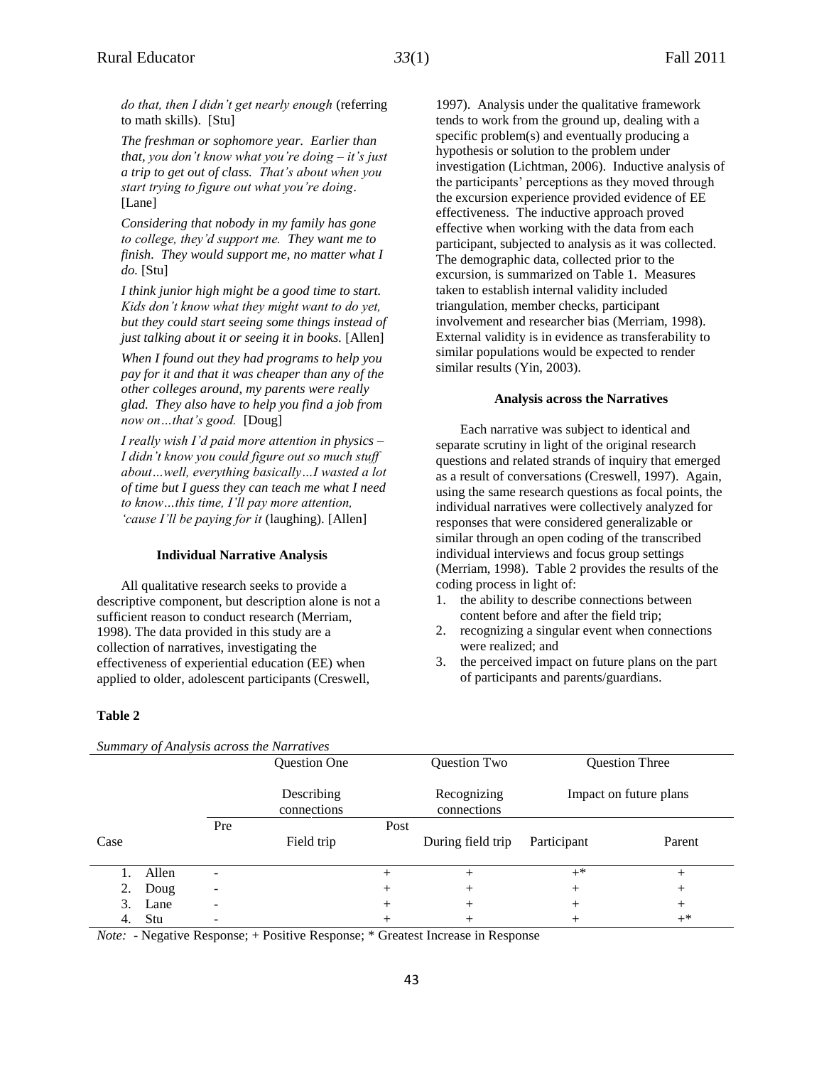*do that, then I didn't get nearly enough* (referring to math skills). [Stu]

*The freshman or sophomore year. Earlier than that, you don't know what you're doing – it's just a trip to get out of class. That's about when you start trying to figure out what you're doing*. [Lane]

*Considering that nobody in my family has gone to college, they'd support me. They want me to finish. They would support me, no matter what I do.* [Stu]

*I think junior high might be a good time to start. Kids don't know what they might want to do yet, but they could start seeing some things instead of just talking about it or seeing it in books.* [Allen]

*When I found out they had programs to help you pay for it and that it was cheaper than any of the other colleges around, my parents were really glad. They also have to help you find a job from now on…that's good.* [Doug]

*I really wish I'd paid more attention in physics – I didn't know you could figure out so much stuff about…well, everything basically…I wasted a lot of time but I guess they can teach me what I need to know…this time, I'll pay more attention, 'cause I'll be paying for it* (laughing). [Allen]

## Individual Narrative Analysis

All qualitative research seeks to provide a descriptive component, but description alone is not a sufficient reason to conduct research (Merriam, 1998). The data provided in this study are a collection of narratives, investigating the effectiveness of experiential education (EE) when applied to older, adolescent participants (Creswell, 1997). Analysis under the qualitative framework tends to work from the ground up, dealing with a specific problem(s) and eventually producing a hypothesis or solution to the problem under investigation (Lichtman, 2006). Inductive analysis of the participants' perceptions as they moved through the excursion experience provided evidence of EE effectiveness. The inductive approach proved effective when working with the data from each participant, subjected to analysis as it was collected. The demographic data, collected prior to the excursion, is summarized on Table 1. Measures taken to establish internal validity included triangulation, member checks, participant involvement and researcher bias (Merriam, 1998). External validity is in evidence as transferability to similar populations would be expected to render similar results (Yin, 2003).

## Analysis across the Narratives

Each narrative was subject to identical and separate scrutiny in light of the original research questions and related strands of inquiry that emerged as a result of conversations (Creswell, 1997). Again, using the same research questions as focal points, the individual narratives were collectively analyzed for responses that were considered generalizable or similar through an open coding of the transcribed individual interviews and focus group settings (Merriam, 1998). Table 2 provides the results of the coding process in light of:

1. the ability to describe connections between content before and after the field trip;
2. recognizing a singular event when connections were realized; and
3. the perceived impact on future plans on the part of participants and parents/guardians.

**Table 2**

*Summary of Analysis across the Narratives*

| | Question One | | Question Two | Question Three | |
|---|---|---|---|---|---|
| | Describing connections | | Recognizing connections | Impact on future plans | |
| | Pre | Post | | | |
| Case | Field trip | | During field trip | Participant | Parent |
| 1. Allen | - | + | + | +* | + |
| 2. Doug | - | + | + | + | + |
| 3. Lane | - | + | + | + | + |
| 4. Stu | - | + | + | + | +* |

*Note:* - Negative Response; + Positive Response; * Greatest Increase in Response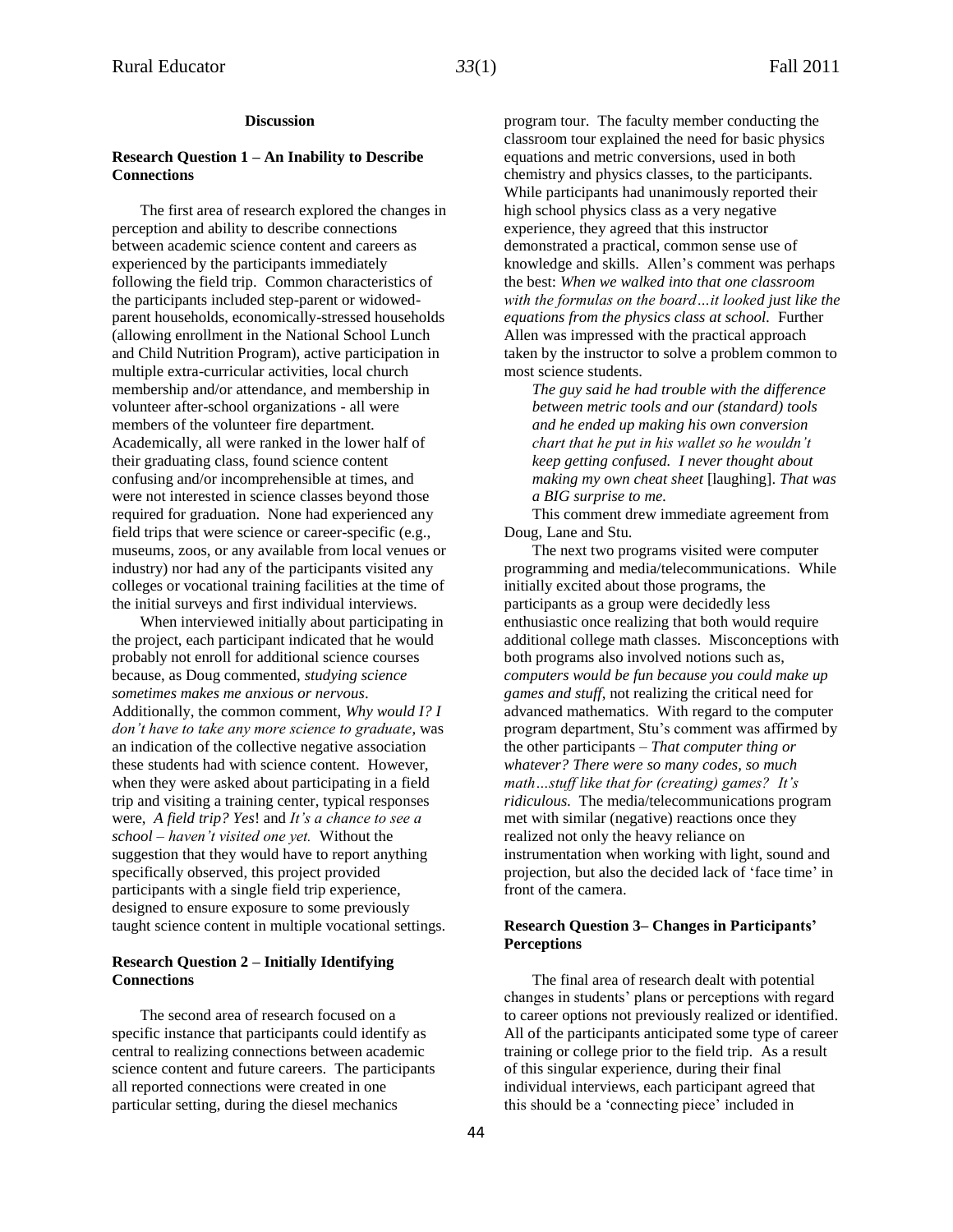## Discussion

### Research Question 1 – An Inability to Describe Connections

The first area of research explored the changes in perception and ability to describe connections between academic science content and careers as experienced by the participants immediately following the field trip. Common characteristics of the participants included step-parent or widowed-parent households, economically-stressed households (allowing enrollment in the National School Lunch and Child Nutrition Program), active participation in multiple extra-curricular activities, local church membership and/or attendance, and membership in volunteer after-school organizations - all were members of the volunteer fire department. Academically, all were ranked in the lower half of their graduating class, found science content confusing and/or incomprehensible at times, and were not interested in science classes beyond those required for graduation. None had experienced any field trips that were science or career-specific (e.g., museums, zoos, or any available from local venues or industry) nor had any of the participants visited any colleges or vocational training facilities at the time of the initial surveys and first individual interviews.

When interviewed initially about participating in the project, each participant indicated that he would probably not enroll for additional science courses because, as Doug commented, *studying science sometimes makes me anxious or nervous*. Additionally, the common comment, *Why would I? I don't have to take any more science to graduate*, was an indication of the collective negative association these students had with science content. However, when they were asked about participating in a field trip and visiting a training center, typical responses were, *A field trip? Yes*! and *It's a chance to see a school – haven't visited one yet.* Without the suggestion that they would have to report anything specifically observed, this project provided participants with a single field trip experience, designed to ensure exposure to some previously taught science content in multiple vocational settings.

### Research Question 2 – Initially Identifying Connections

The second area of research focused on a specific instance that participants could identify as central to realizing connections between academic science content and future careers. The participants all reported connections were created in one particular setting, during the diesel mechanics program tour. The faculty member conducting the classroom tour explained the need for basic physics equations and metric conversions, used in both chemistry and physics classes, to the participants. While participants had unanimously reported their high school physics class as a very negative experience, they agreed that this instructor demonstrated a practical, common sense use of knowledge and skills. Allen's comment was perhaps the best: *When we walked into that one classroom with the formulas on the board…it looked just like the equations from the physics class at school.* Further Allen was impressed with the practical approach taken by the instructor to solve a problem common to most science students.

> *The guy said he had trouble with the difference between metric tools and our (standard) tools and he ended up making his own conversion chart that he put in his wallet so he wouldn't keep getting confused. I never thought about making my own cheat sheet* [laughing]. *That was a BIG surprise to me.*

This comment drew immediate agreement from Doug, Lane and Stu.

The next two programs visited were computer programming and media/telecommunications. While initially excited about those programs, the participants as a group were decidedly less enthusiastic once realizing that both would require additional college math classes. Misconceptions with both programs also involved notions such as, *computers would be fun because you could make up games and stuff*, not realizing the critical need for advanced mathematics. With regard to the computer program department, Stu's comment was affirmed by the other participants – *That computer thing or whatever? There were so many codes, so much math…stuff like that for (creating) games? It's ridiculous.* The media/telecommunications program met with similar (negative) reactions once they realized not only the heavy reliance on instrumentation when working with light, sound and projection, but also the decided lack of 'face time' in front of the camera.

### Research Question 3– Changes in Participants' Perceptions

The final area of research dealt with potential changes in students' plans or perceptions with regard to career options not previously realized or identified. All of the participants anticipated some type of career training or college prior to the field trip. As a result of this singular experience, during their final individual interviews, each participant agreed that this should be a 'connecting piece' included in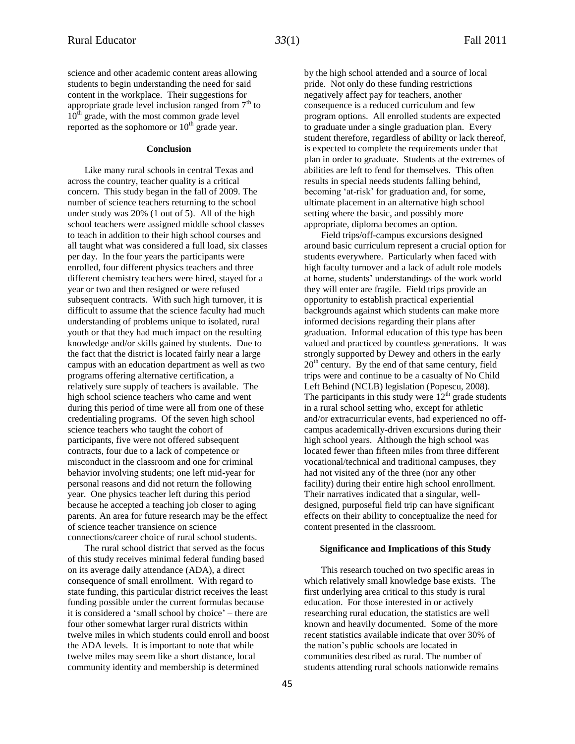science and other academic content areas allowing students to begin understanding the need for said content in the workplace. Their suggestions for appropriate grade level inclusion ranged from 7th to 10th grade, with the most common grade level reported as the sophomore or 10th grade year.

## Conclusion

Like many rural schools in central Texas and across the country, teacher quality is a critical concern. This study began in the fall of 2009. The number of science teachers returning to the school under study was 20% (1 out of 5). All of the high school teachers were assigned middle school classes to teach in addition to their high school courses and all taught what was considered a full load, six classes per day. In the four years the participants were enrolled, four different physics teachers and three different chemistry teachers were hired, stayed for a year or two and then resigned or were refused subsequent contracts. With such high turnover, it is difficult to assume that the science faculty had much understanding of problems unique to isolated, rural youth or that they had much impact on the resulting knowledge and/or skills gained by students. Due to the fact that the district is located fairly near a large campus with an education department as well as two programs offering alternative certification, a relatively sure supply of teachers is available. The high school science teachers who came and went during this period of time were all from one of these credentialing programs. Of the seven high school science teachers who taught the cohort of participants, five were not offered subsequent contracts, four due to a lack of competence or misconduct in the classroom and one for criminal behavior involving students; one left mid-year for personal reasons and did not return the following year. One physics teacher left during this period because he accepted a teaching job closer to aging parents. An area for future research may be the effect of science teacher transience on science connections/career choice of rural school students.

The rural school district that served as the focus of this study receives minimal federal funding based on its average daily attendance (ADA), a direct consequence of small enrollment. With regard to state funding, this particular district receives the least funding possible under the current formulas because it is considered a 'small school by choice' – there are four other somewhat larger rural districts within twelve miles in which students could enroll and boost the ADA levels. It is important to note that while twelve miles may seem like a short distance, local community identity and membership is determined by the high school attended and a source of local pride. Not only do these funding restrictions negatively affect pay for teachers, another consequence is a reduced curriculum and few program options. All enrolled students are expected to graduate under a single graduation plan. Every student therefore, regardless of ability or lack thereof, is expected to complete the requirements under that plan in order to graduate. Students at the extremes of abilities are left to fend for themselves. This often results in special needs students falling behind, becoming 'at-risk' for graduation and, for some, ultimate placement in an alternative high school setting where the basic, and possibly more appropriate, diploma becomes an option.

Field trips/off-campus excursions designed around basic curriculum represent a crucial option for students everywhere. Particularly when faced with high faculty turnover and a lack of adult role models at home, students' understandings of the work world they will enter are fragile. Field trips provide an opportunity to establish practical experiential backgrounds against which students can make more informed decisions regarding their plans after graduation. Informal education of this type has been valued and practiced by countless generations. It was strongly supported by Dewey and others in the early 20th century. By the end of that same century, field trips were and continue to be a casualty of No Child Left Behind (NCLB) legislation (Popescu, 2008). The participants in this study were 12th grade students in a rural school setting who, except for athletic and/or extracurricular events, had experienced no off-campus academically-driven excursions during their high school years. Although the high school was located fewer than fifteen miles from three different vocational/technical and traditional campuses, they had not visited any of the three (nor any other facility) during their entire high school enrollment. Their narratives indicated that a singular, well-designed, purposeful field trip can have significant effects on their ability to conceptualize the need for content presented in the classroom.

## Significance and Implications of this Study

This research touched on two specific areas in which relatively small knowledge base exists. The first underlying area critical to this study is rural education. For those interested in or actively researching rural education, the statistics are well known and heavily documented. Some of the more recent statistics available indicate that over 30% of the nation's public schools are located in communities described as rural. The number of students attending rural schools nationwide remains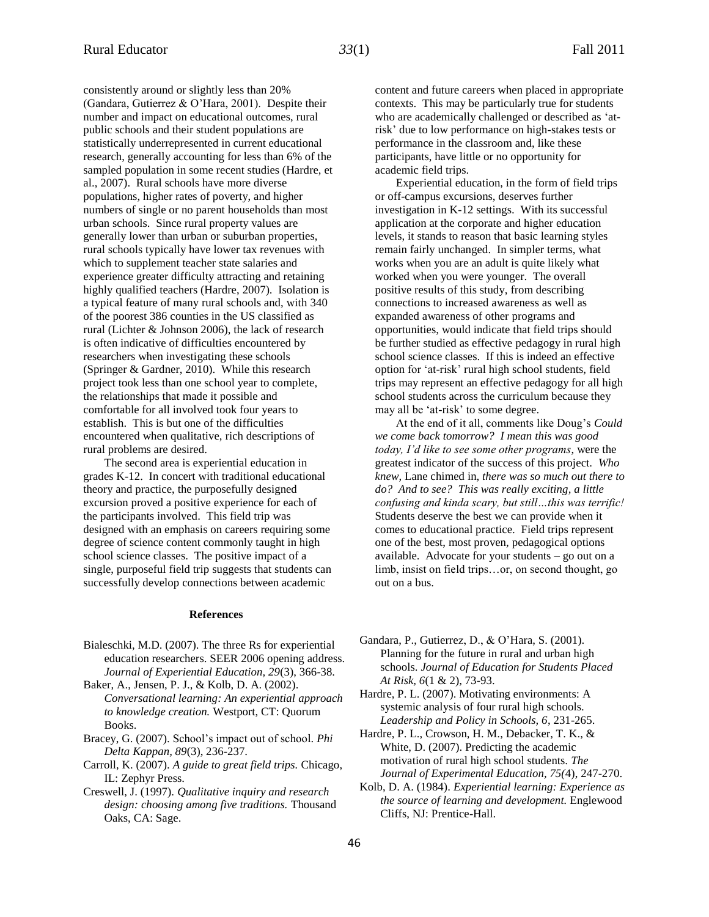consistently around or slightly less than 20% (Gandara, Gutierrez & O'Hara, 2001). Despite their number and impact on educational outcomes, rural public schools and their student populations are statistically underrepresented in current educational research, generally accounting for less than 6% of the sampled population in some recent studies (Hardre, et al., 2007). Rural schools have more diverse populations, higher rates of poverty, and higher numbers of single or no parent households than most urban schools. Since rural property values are generally lower than urban or suburban properties, rural schools typically have lower tax revenues with which to supplement teacher state salaries and experience greater difficulty attracting and retaining highly qualified teachers (Hardre, 2007). Isolation is a typical feature of many rural schools and, with 340 of the poorest 386 counties in the US classified as rural (Lichter & Johnson 2006), the lack of research is often indicative of difficulties encountered by researchers when investigating these schools (Springer & Gardner, 2010). While this research project took less than one school year to complete, the relationships that made it possible and comfortable for all involved took four years to establish. This is but one of the difficulties encountered when qualitative, rich descriptions of rural problems are desired.

The second area is experiential education in grades K-12. In concert with traditional educational theory and practice, the purposefully designed excursion proved a positive experience for each of the participants involved. This field trip was designed with an emphasis on careers requiring some degree of science content commonly taught in high school science classes. The positive impact of a single, purposeful field trip suggests that students can successfully develop connections between academic content and future careers when placed in appropriate contexts. This may be particularly true for students who are academically challenged or described as 'at-risk' due to low performance on high-stakes tests or performance in the classroom and, like these participants, have little or no opportunity for academic field trips.

Experiential education, in the form of field trips or off-campus excursions, deserves further investigation in K-12 settings. With its successful application at the corporate and higher education levels, it stands to reason that basic learning styles remain fairly unchanged. In simpler terms, what works when you are an adult is quite likely what worked when you were younger. The overall positive results of this study, from describing connections to increased awareness as well as expanded awareness of other programs and opportunities, would indicate that field trips should be further studied as effective pedagogy in rural high school science classes. If this is indeed an effective option for 'at-risk' rural high school students, field trips may represent an effective pedagogy for all high school students across the curriculum because they may all be 'at-risk' to some degree.

At the end of it all, comments like Doug's *Could we come back tomorrow? I mean this was good today, I'd like to see some other programs*, were the greatest indicator of the success of this project. *Who knew*, Lane chimed in, *there was so much out there to do? And to see? This was really exciting, a little confusing and kinda scary, but still…this was terrific!* Students deserve the best we can provide when it comes to educational practice. Field trips represent one of the best, most proven, pedagogical options available. Advocate for your students – go out on a limb, insist on field trips…or, on second thought, go out on a bus.

## References

Bialeschki, M.D. (2007). The three Rs for experiential education researchers. SEER 2006 opening address. *Journal of Experiential Education, 29*(3), 366-38.

Baker, A., Jensen, P. J., & Kolb, D. A. (2002). *Conversational learning: An experiential approach to knowledge creation.* Westport, CT: Quorum Books.

Bracey, G. (2007). School's impact out of school. *Phi Delta Kappan, 89*(3), 236-237.

Carroll, K. (2007). *A guide to great field trips.* Chicago, IL: Zephyr Press.

Creswell, J. (1997). *Qualitative inquiry and research design: choosing among five traditions.* Thousand Oaks, CA: Sage.

Gandara, P., Gutierrez, D., & O'Hara, S. (2001). Planning for the future in rural and urban high schools. *Journal of Education for Students Placed At Risk, 6*(1 & 2), 73-93.

Hardre, P. L. (2007). Motivating environments: A systemic analysis of four rural high schools. *Leadership and Policy in Schools, 6*, 231-265.

Hardre, P. L., Crowson, H. M., Debacker, T. K., & White, D. (2007). Predicting the academic motivation of rural high school students. *The Journal of Experimental Education, 75*(4), 247-270.

Kolb, D. A. (1984). *Experiential learning: Experience as the source of learning and development.* Englewood Cliffs, NJ: Prentice-Hall.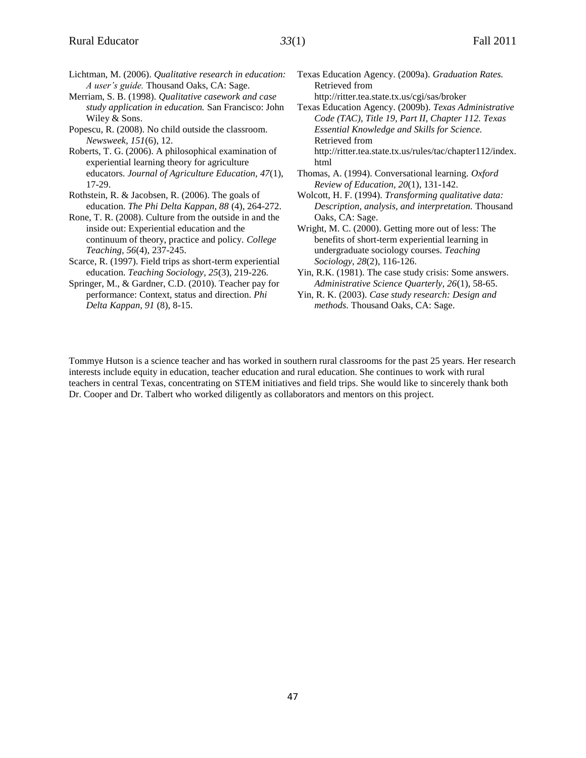Lichtman, M. (2006). *Qualitative research in education: A user's guide.* Thousand Oaks, CA: Sage.

Merriam, S. B. (1998). *Qualitative casework and case study application in education.* San Francisco: John Wiley & Sons.

Popescu, R. (2008). No child outside the classroom. *Newsweek, 151*(6), 12.

Roberts, T. G. (2006). A philosophical examination of experiential learning theory for agriculture educators. *Journal of Agriculture Education, 47*(1), 17-29.

Rothstein, R. & Jacobsen, R. (2006). The goals of education. *The Phi Delta Kappan, 88* (4), 264-272.

Rone, T. R. (2008). Culture from the outside in and the inside out: Experiential education and the continuum of theory, practice and policy. *College Teaching, 56*(4), 237-245.

Scarce, R. (1997). Field trips as short-term experiential education. *Teaching Sociology, 25*(3), 219-226.

Springer, M., & Gardner, C.D. (2010). Teacher pay for performance: Context, status and direction. *Phi Delta Kappan, 91* (8), 8-15.

Texas Education Agency. (2009a). *Graduation Rates.* Retrieved from http://ritter.tea.state.tx.us/cgi/sas/broker

Texas Education Agency. (2009b). *Texas Administrative Code (TAC), Title 19, Part II, Chapter 112. Texas Essential Knowledge and Skills for Science.* Retrieved from http://ritter.tea.state.tx.us/rules/tac/chapter112/index.html

Thomas, A. (1994). Conversational learning. *Oxford Review of Education, 20*(1), 131-142.

Wolcott, H. F. (1994). *Transforming qualitative data: Description, analysis, and interpretation.* Thousand Oaks, CA: Sage.

Wright, M. C. (2000). Getting more out of less: The benefits of short-term experiential learning in undergraduate sociology courses. *Teaching Sociology, 28*(2), 116-126.

Yin, R.K. (1981). The case study crisis: Some answers. *Administrative Science Quarterly, 26*(1), 58-65.

Yin, R. K. (2003). *Case study research: Design and methods.* Thousand Oaks, CA: Sage.

Tommye Hutson is a science teacher and has worked in southern rural classrooms for the past 25 years. Her research interests include equity in education, teacher education and rural education. She continues to work with rural teachers in central Texas, concentrating on STEM initiatives and field trips. She would like to sincerely thank both Dr. Cooper and Dr. Talbert who worked diligently as collaborators and mentors on this project.